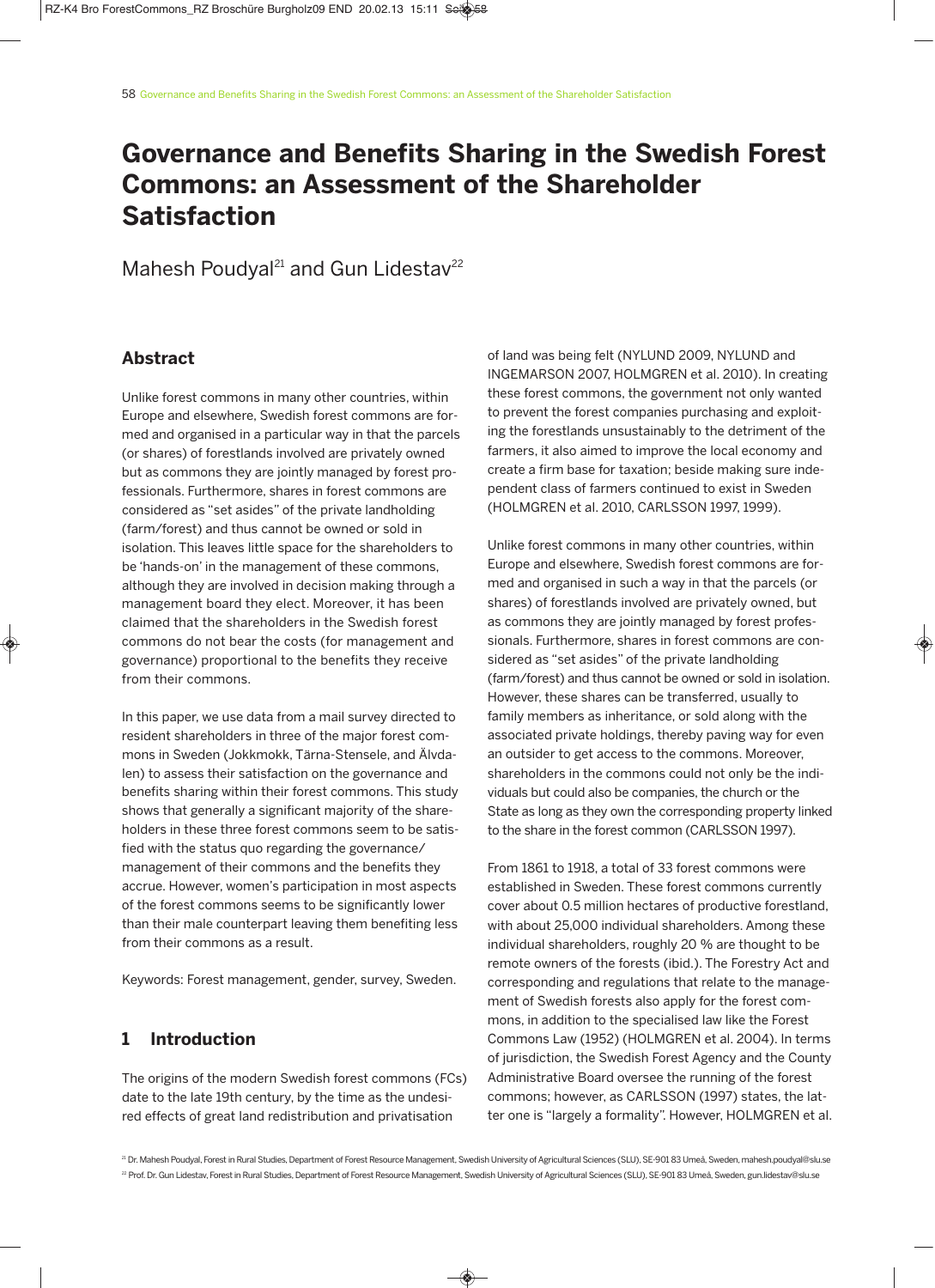# Governance and Benefits Sharing in the Swedish Forest Commons: an Assessment of the Shareholder Satisfaction

Mahesh Poudyal[21] and Gun Lidestav[22]

## Abstract

Unlike forest commons in many other countries, within Europe and elsewhere, Swedish forest commons are formed and organised in a particular way in that the parcels (or shares) of forestlands involved are privately owned but as commons they are jointly managed by forest professionals. Furthermore, shares in forest commons are considered as "set asides" of the private landholding (farm/forest) and thus cannot be owned or sold in isolation. This leaves little space for the shareholders to be 'hands-on' in the management of these commons, although they are involved in decision making through a management board they elect. Moreover, it has been claimed that the shareholders in the Swedish forest commons do not bear the costs (for management and governance) proportional to the benefits they receive from their commons.

In this paper, we use data from a mail survey directed to resident shareholders in three of the major forest commons in Sweden (Jokkmokk, Tärna-Stensele, and Älvdalen) to assess their satisfaction on the governance and benefits sharing within their forest commons. This study shows that generally a significant majority of the shareholders in these three forest commons seem to be satisfied with the status quo regarding the governance/management of their commons and the benefits they accrue. However, women's participation in most aspects of the forest commons seems to be significantly lower than their male counterpart leaving them benefiting less from their commons as a result.

Keywords: Forest management, gender, survey, Sweden.

## 1 Introduction

The origins of the modern Swedish forest commons (FCs) date to the late 19th century, by the time as the undesired effects of great land redistribution and privatisation of land was being felt (NYLUND 2009, NYLUND and INGEMARSON 2007, HOLMGREN et al. 2010). In creating these forest commons, the government not only wanted to prevent the forest companies purchasing and exploiting the forestlands unsustainably to the detriment of the farmers, it also aimed to improve the local economy and create a firm base for taxation; beside making sure independent class of farmers continued to exist in Sweden (HOLMGREN et al. 2010, CARLSSON 1997, 1999).

Unlike forest commons in many other countries, within Europe and elsewhere, Swedish forest commons are formed and organised in such a way in that the parcels (or shares) of forestlands involved are privately owned, but as commons they are jointly managed by forest professionals. Furthermore, shares in forest commons are considered as "set asides" of the private landholding (farm/forest) and thus cannot be owned or sold in isolation. However, these shares can be transferred, usually to family members as inheritance, or sold along with the associated private holdings, thereby paving way for even an outsider to get access to the commons. Moreover, shareholders in the commons could not only be the individuals but could also be companies, the church or the State as long as they own the corresponding property linked to the share in the forest common (CARLSSON 1997).

From 1861 to 1918, a total of 33 forest commons were established in Sweden. These forest commons currently cover about 0.5 million hectares of productive forestland, with about 25,000 individual shareholders. Among these individual shareholders, roughly 20 % are thought to be remote owners of the forests (ibid.). The Forestry Act and corresponding and regulations that relate to the management of Swedish forests also apply for the forest commons, in addition to the specialised law like the Forest Commons Law (1952) (HOLMGREN et al. 2004). In terms of jurisdiction, the Swedish Forest Agency and the County Administrative Board oversee the running of the forest commons; however, as CARLSSON (1997) states, the latter one is "largely a formality". However, HOLMGREN et al.

[21] Dr. Mahesh Poudyal, Forest in Rural Studies, Department of Forest Resource Management, Swedish University of Agricultural Sciences (SLU), SE-901 83 Umeå, Sweden, mahesh.poudyal@slu.se

[22] Prof. Dr. Gun Lidestav, Forest in Rural Studies, Department of Forest Resource Management, Swedish University of Agricultural Sciences (SLU), SE-901 83 Umeå, Sweden, gun.lidestav@slu.se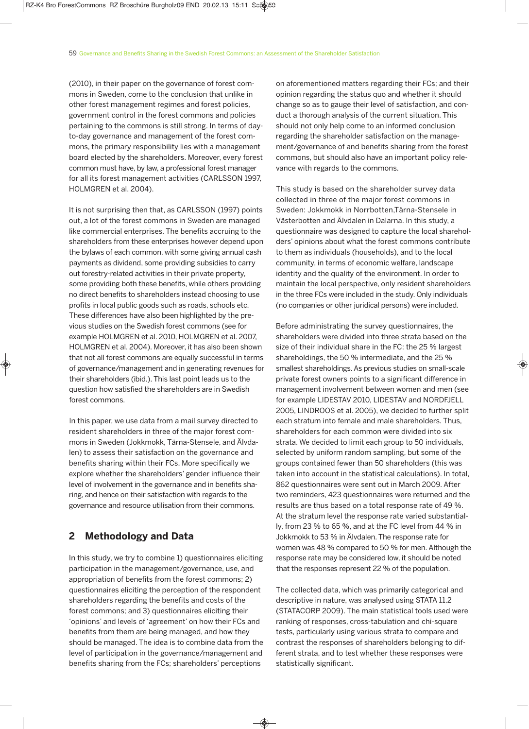(2010), in their paper on the governance of forest commons in Sweden, come to the conclusion that unlike in other forest management regimes and forest policies, government control in the forest commons and policies pertaining to the commons is still strong. In terms of day-to-day governance and management of the forest commons, the primary responsibility lies with a management board elected by the shareholders. Moreover, every forest common must have, by law, a professional forest manager for all its forest management activities (CARLSSON 1997, HOLMGREN et al. 2004).

It is not surprising then that, as CARLSSON (1997) points out, a lot of the forest commons in Sweden are managed like commercial enterprises. The benefits accruing to the shareholders from these enterprises however depend upon the bylaws of each common, with some giving annual cash payments as dividend, some providing subsidies to carry out forestry-related activities in their private property, some providing both these benefits, while others providing no direct benefits to shareholders instead choosing to use profits in local public goods such as roads, schools etc. These differences have also been highlighted by the previous studies on the Swedish forest commons (see for example HOLMGREN et al. 2010, HOLMGREN et al. 2007, HOLMGREN et al. 2004). Moreover, it has also been shown that not all forest commons are equally successful in terms of governance/management and in generating revenues for their shareholders (ibid.). This last point leads us to the question how satisfied the shareholders are in Swedish forest commons.

In this paper, we use data from a mail survey directed to resident shareholders in three of the major forest commons in Sweden (Jokkmokk, Tärna-Stensele, and Älvdalen) to assess their satisfaction on the governance and benefits sharing within their FCs. More specifically we explore whether the shareholders' gender influence their level of involvement in the governance and in benefits sharing, and hence on their satisfaction with regards to the governance and resource utilisation from their commons.

## 2 Methodology and Data

In this study, we try to combine 1) questionnaires eliciting participation in the management/governance, use, and appropriation of benefits from the forest commons; 2) questionnaires eliciting the perception of the respondent shareholders regarding the benefits and costs of the forest commons; and 3) questionnaires eliciting their 'opinions' and levels of 'agreement' on how their FCs and benefits from them are being managed, and how they should be managed. The idea is to combine data from the level of participation in the governance/management and benefits sharing from the FCs; shareholders' perceptions on aforementioned matters regarding their FCs; and their opinion regarding the status quo and whether it should change so as to gauge their level of satisfaction, and conduct a thorough analysis of the current situation. This should not only help come to an informed conclusion regarding the shareholder satisfaction on the management/governance of and benefits sharing from the forest commons, but should also have an important policy relevance with regards to the commons.

This study is based on the shareholder survey data collected in three of the major forest commons in Sweden: Jokkmokk in Norrbotten,Tärna-Stensele in Västerbotten and Älvdalen in Dalarna. In this study, a questionnaire was designed to capture the local shareholders' opinions about what the forest commons contribute to them as individuals (households), and to the local community, in terms of economic welfare, landscape identity and the quality of the environment. In order to maintain the local perspective, only resident shareholders in the three FCs were included in the study. Only individuals (no companies or other juridical persons) were included.

Before administrating the survey questionnaires, the shareholders were divided into three strata based on the size of their individual share in the FC: the 25 % largest shareholdings, the 50 % intermediate, and the 25 % smallest shareholdings. As previous studies on small-scale private forest owners points to a significant difference in management involvement between women and men (see for example LIDESTAV 2010, LIDESTAV and NORDFJELL 2005, LINDROOS et al. 2005), we decided to further split each stratum into female and male shareholders. Thus, shareholders for each common were divided into six strata. We decided to limit each group to 50 individuals, selected by uniform random sampling, but some of the groups contained fewer than 50 shareholders (this was taken into account in the statistical calculations). In total, 862 questionnaires were sent out in March 2009. After two reminders, 423 questionnaires were returned and the results are thus based on a total response rate of 49 %. At the stratum level the response rate varied substantially, from 23 % to 65 %, and at the FC level from 44 % in Jokkmokk to 53 % in Älvdalen. The response rate for women was 48 % compared to 50 % for men. Although the response rate may be considered low, it should be noted that the responses represent 22 % of the population.

The collected data, which was primarily categorical and descriptive in nature, was analysed using STATA 11.2 (STATACORP 2009). The main statistical tools used were ranking of responses, cross-tabulation and chi-square tests, particularly using various strata to compare and contrast the responses of shareholders belonging to different strata, and to test whether these responses were statistically significant.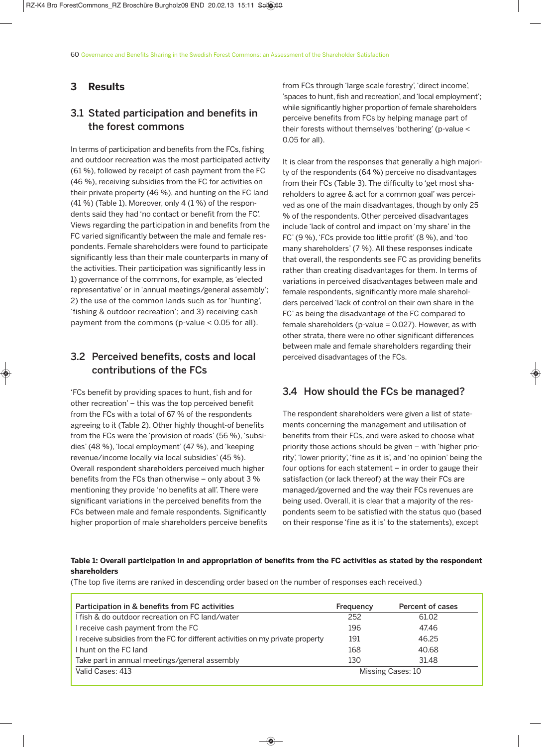# 3 Results

## 3.1 Stated participation and benefits in the forest commons

In terms of participation and benefits from the FCs, fishing and outdoor recreation was the most participated activity (61 %), followed by receipt of cash payment from the FC (46 %), receiving subsidies from the FC for activities on their private property (46 %), and hunting on the FC land (41 %) (Table 1). Moreover, only 4 (1 %) of the respondents said they had 'no contact or benefit from the FC'. Views regarding the participation in and benefits from the FC varied significantly between the male and female respondents. Female shareholders were found to participate significantly less than their male counterparts in many of the activities. Their participation was significantly less in 1) governance of the commons, for example, as 'elected representative' or in 'annual meetings/general assembly'; 2) the use of the common lands such as for 'hunting', 'fishing & outdoor recreation'; and 3) receiving cash payment from the commons (p-value < 0.05 for all).

## 3.2 Perceived benefits, costs and local contributions of the FCs

'FCs benefit by providing spaces to hunt, fish and for other recreation' – this was the top perceived benefit from the FCs with a total of 67 % of the respondents agreeing to it (Table 2). Other highly thought-of benefits from the FCs were the 'provision of roads' (56 %), 'subsidies' (48 %), 'local employment' (47 %), and 'keeping revenue/income locally via local subsidies' (45 %). Overall respondent shareholders perceived much higher benefits from the FCs than otherwise – only about 3 % mentioning they provide 'no benefits at all'. There were significant variations in the perceived benefits from the FCs between male and female respondents. Significantly higher proportion of male shareholders perceive benefits from FCs through 'large scale forestry', 'direct income', 'spaces to hunt, fish and recreation', and 'local employment'; while significantly higher proportion of female shareholders perceive benefits from FCs by helping manage part of their forests without themselves 'bothering' (p-value < 0.05 for all).

It is clear from the responses that generally a high majority of the respondents (64 %) perceive no disadvantages from their FCs (Table 3). The difficulty to 'get most shareholders to agree & act for a common goal' was perceived as one of the main disadvantages, though by only 25 % of the respondents. Other perceived disadvantages include 'lack of control and impact on 'my share' in the FC' (9 %), 'FCs provide too little profit' (8 %), and 'too many shareholders' (7 %). All these responses indicate that overall, the respondents see FC as providing benefits rather than creating disadvantages for them. In terms of variations in perceived disadvantages between male and female respondents, significantly more male shareholders perceived 'lack of control on their own share in the FC' as being the disadvantage of the FC compared to female shareholders (p-value = 0.027). However, as with other strata, there were no other significant differences between male and female shareholders regarding their perceived disadvantages of the FCs.

## 3.4 How should the FCs be managed?

The respondent shareholders were given a list of statements concerning the management and utilisation of benefits from their FCs, and were asked to choose what priority those actions should be given – with 'higher priority', 'lower priority', 'fine as it is', and 'no opinion' being the four options for each statement – in order to gauge their satisfaction (or lack thereof) at the way their FCs are managed/governed and the way their FCs revenues are being used. Overall, it is clear that a majority of the respondents seem to be satisfied with the status quo (based on their response 'fine as it is' to the statements), except

**Table 1: Overall participation in and appropriation of benefits from the FC activities as stated by the respondent shareholders**

(The top five items are ranked in descending order based on the number of responses each received.)

| Participation in & benefits from FC activities | Frequency | Percent of cases |
|---|---|---|
| I fish & do outdoor recreation on FC land/water | 252 | 61.02 |
| I receive cash payment from the FC | 196 | 47.46 |
| I receive subsidies from the FC for different activities on my private property | 191 | 46.25 |
| I hunt on the FC land | 168 | 40.68 |
| Take part in annual meetings/general assembly | 130 | 31.48 |
| Valid Cases: 413 | Missing Cases: 10 | |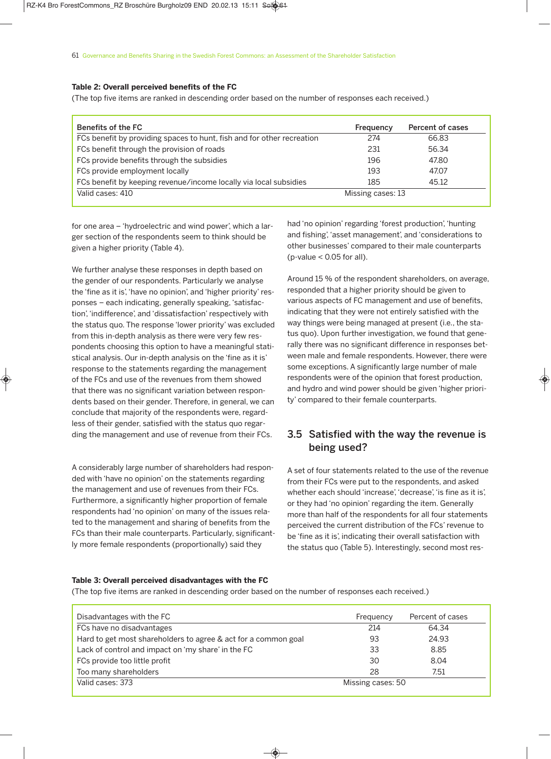**Table 2: Overall perceived benefits of the FC**

(The top five items are ranked in descending order based on the number of responses each received.)

| Benefits of the FC | Frequency | Percent of cases |
|---|---|---|
| FCs benefit by providing spaces to hunt, fish and for other recreation | 274 | 66.83 |
| FCs benefit through the provision of roads | 231 | 56.34 |
| FCs provide benefits through the subsidies | 196 | 47.80 |
| FCs provide employment locally | 193 | 47.07 |
| FCs benefit by keeping revenue/income locally via local subsidies | 185 | 45.12 |
| Valid cases: 410 | Missing cases: 13 | |

for one area – 'hydroelectric and wind power', which a larger section of the respondents seem to think should be given a higher priority (Table 4).

We further analyse these responses in depth based on the gender of our respondents. Particularly we analyse the 'fine as it is', 'have no opinion', and 'higher priority' responses – each indicating, generally speaking, 'satisfaction', 'indifference', and 'dissatisfaction' respectively with the status quo. The response 'lower priority' was excluded from this in-depth analysis as there were very few respondents choosing this option to have a meaningful statistical analysis. Our in-depth analysis on the 'fine as it is' response to the statements regarding the management of the FCs and use of the revenues from them showed that there was no significant variation between respondents based on their gender. Therefore, in general, we can conclude that majority of the respondents were, regardless of their gender, satisfied with the status quo regarding the management and use of revenue from their FCs.

A considerably large number of shareholders had responded with 'have no opinion' on the statements regarding the management and use of revenues from their FCs. Furthermore, a significantly higher proportion of female respondents had 'no opinion' on many of the issues related to the management and sharing of benefits from the FCs than their male counterparts. Particularly, significantly more female respondents (proportionally) said they had 'no opinion' regarding 'forest production', 'hunting and fishing', 'asset management', and 'considerations to other businesses' compared to their male counterparts (p-value < 0.05 for all).

Around 15 % of the respondent shareholders, on average, responded that a higher priority should be given to various aspects of FC management and use of benefits, indicating that they were not entirely satisfied with the way things were being managed at present (i.e., the status quo). Upon further investigation, we found that generally there was no significant difference in responses between male and female respondents. However, there were some exceptions. A significantly large number of male respondents were of the opinion that forest production, and hydro and wind power should be given 'higher priority' compared to their female counterparts.

## 3.5 Satisfied with the way the revenue is being used?

A set of four statements related to the use of the revenue from their FCs were put to the respondents, and asked whether each should 'increase', 'decrease', 'is fine as it is', or they had 'no opinion' regarding the item. Generally more than half of the respondents for all four statements perceived the current distribution of the FCs' revenue to be 'fine as it is', indicating their overall satisfaction with the status quo (Table 5). Interestingly, second most res-

**Table 3: Overall perceived disadvantages with the FC**

(The top five items are ranked in descending order based on the number of responses each received.)

| Disadvantages with the FC | Frequency | Percent of cases |
|---|---|---|
| FCs have no disadvantages | 214 | 64.34 |
| Hard to get most shareholders to agree & act for a common goal | 93 | 24.93 |
| Lack of control and impact on 'my share' in the FC | 33 | 8.85 |
| FCs provide too little profit | 30 | 8.04 |
| Too many shareholders | 28 | 7.51 |
| Valid cases: 373 | Missing cases: 50 | |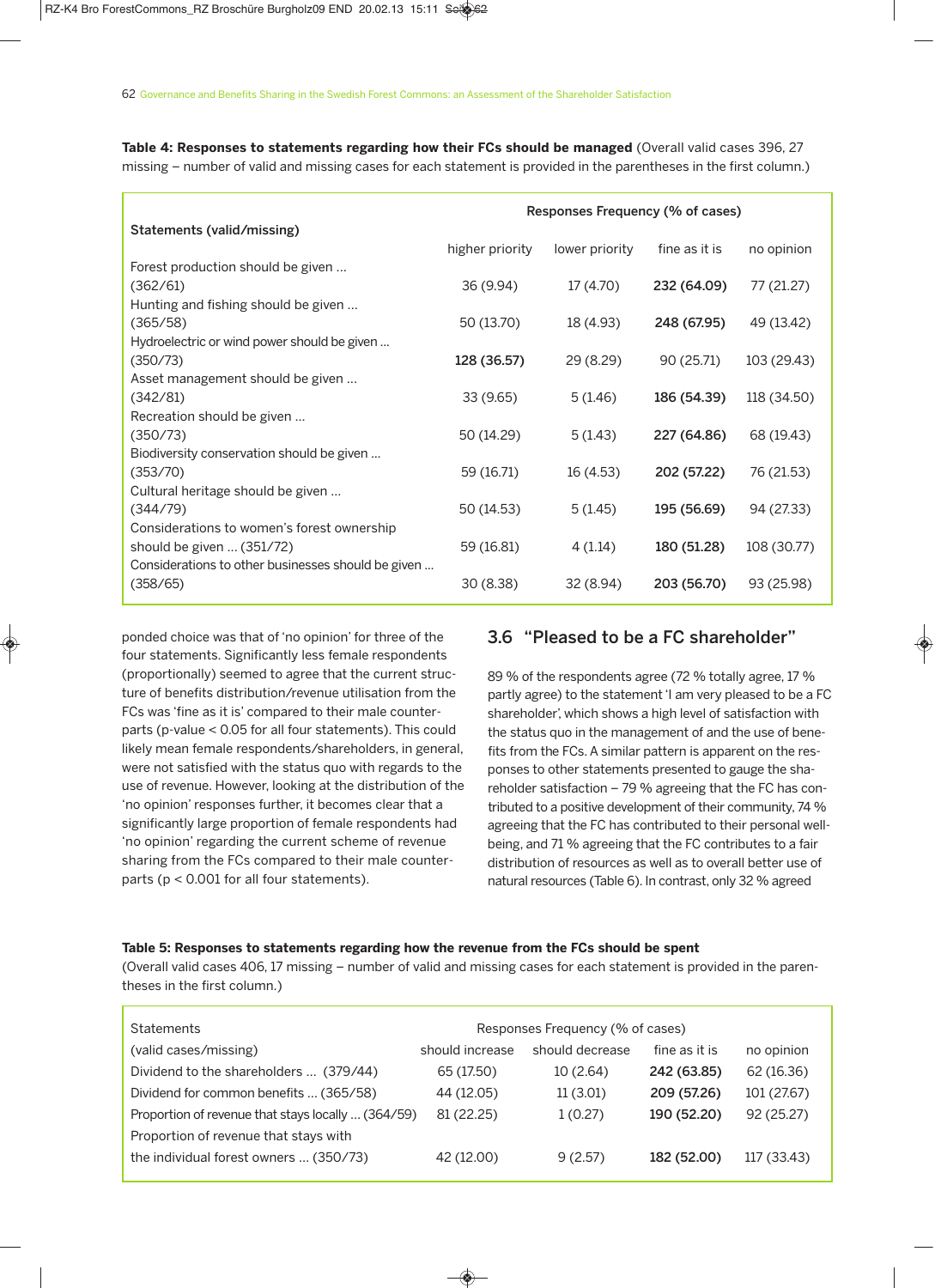**Table 4: Responses to statements regarding how their FCs should be managed** (Overall valid cases 396, 27 missing – number of valid and missing cases for each statement is provided in the parentheses in the first column.)

| Statements (valid/missing) | Responses Frequency (% of cases) | | | |
|---|---|---|---|---|
| | higher priority | lower priority | fine as it is | no opinion |
| Forest production should be given … (362/61) | 36 (9.94) | 17 (4.70) | **232 (64.09)** | 77 (21.27) |
| Hunting and fishing should be given … (365/58) | 50 (13.70) | 18 (4.93) | **248 (67.95)** | 49 (13.42) |
| Hydroelectric or wind power should be given … (350/73) | **128 (36.57)** | 29 (8.29) | 90 (25.71) | 103 (29.43) |
| Asset management should be given … (342/81) | 33 (9.65) | 5 (1.46) | **186 (54.39)** | 118 (34.50) |
| Recreation should be given … (350/73) | 50 (14.29) | 5 (1.43) | **227 (64.86)** | 68 (19.43) |
| Biodiversity conservation should be given … (353/70) | 59 (16.71) | 16 (4.53) | **202 (57.22)** | 76 (21.53) |
| Cultural heritage should be given … (344/79) | 50 (14.53) | 5 (1.45) | **195 (56.69)** | 94 (27.33) |
| Considerations to women's forest ownership should be given … (351/72) | 59 (16.81) | 4 (1.14) | **180 (51.28)** | 108 (30.77) |
| Considerations to other businesses should be given … (358/65) | 30 (8.38) | 32 (8.94) | **203 (56.70)** | 93 (25.98) |

ponded choice was that of 'no opinion' for three of the four statements. Significantly less female respondents (proportionally) seemed to agree that the current structure of benefits distribution/revenue utilisation from the FCs was 'fine as it is' compared to their male counterparts (p-value $< 0.05$ for all four statements). This could likely mean female respondents/shareholders, in general, were not satisfied with the status quo with regards to the use of revenue. However, looking at the distribution of the 'no opinion' responses further, it becomes clear that a significantly large proportion of female respondents had 'no opinion' regarding the current scheme of revenue sharing from the FCs compared to their male counterparts ($p < 0.001$ for all four statements).

## 3.6 "Pleased to be a FC shareholder"

89 % of the respondents agree (72 % totally agree, 17 % partly agree) to the statement 'I am very pleased to be a FC shareholder', which shows a high level of satisfaction with the status quo in the management of and the use of benefits from the FCs. A similar pattern is apparent on the responses to other statements presented to gauge the shareholder satisfaction – 79 % agreeing that the FC has contributed to a positive development of their community, 74 % agreeing that the FC has contributed to their personal well-being, and 71 % agreeing that the FC contributes to a fair distribution of resources as well as to overall better use of natural resources (Table 6). In contrast, only 32 % agreed

**Table 5: Responses to statements regarding how the revenue from the FCs should be spent**
(Overall valid cases 406, 17 missing – number of valid and missing cases for each statement is provided in the parentheses in the first column.)

| Statements (valid cases/missing) | Responses Frequency (% of cases) | | | |
|---|---|---|---|---|
| | should increase | should decrease | fine as it is | no opinion |
| Dividend to the shareholders … (379/44) | 65 (17.50) | 10 (2.64) | **242 (63.85)** | 62 (16.36) |
| Dividend for common benefits … (365/58) | 44 (12.05) | 11 (3.01) | **209 (57.26)** | 101 (27.67) |
| Proportion of revenue that stays locally … (364/59) | 81 (22.25) | 1 (0.27) | **190 (52.20)** | 92 (25.27) |
| Proportion of revenue that stays with the individual forest owners … (350/73) | 42 (12.00) | 9 (2.57) | **182 (52.00)** | 117 (33.43) |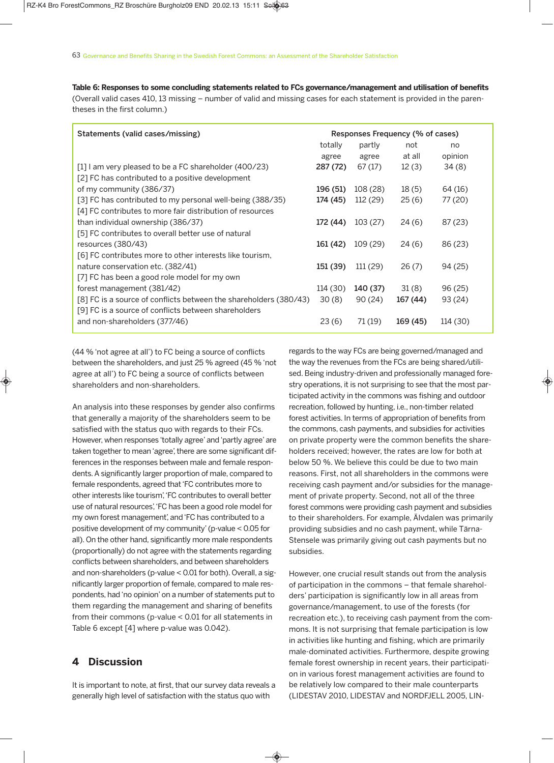**Table 6: Responses to some concluding statements related to FCs governance/management and utilisation of benefits** (Overall valid cases 410, 13 missing – number of valid and missing cases for each statement is provided in the parentheses in the first column.)

| Statements (valid cases/missing) | Responses Frequency (% of cases) | | | |
|---|---|---|---|---|
| | totally agree | partly agree | not at all | no opinion |
| [1] I am very pleased to be a FC shareholder (400/23) | **287 (72)** | 67 (17) | 12 (3) | 34 (8) |
| [2] FC has contributed to a positive development of my community (386/37) | **196 (51)** | 108 (28) | 18 (5) | 64 (16) |
| [3] FC has contributed to my personal well-being (388/35) | **174 (45)** | 112 (29) | 25 (6) | 77 (20) |
| [4] FC contributes to more fair distribution of resources than individual ownership (386/37) | **172 (44)** | 103 (27) | 24 (6) | 87 (23) |
| [5] FC contributes to overall better use of natural resources (380/43) | **161 (42)** | 109 (29) | 24 (6) | 86 (23) |
| [6] FC contributes more to other interests like tourism, nature conservation etc. (382/41) | **151 (39)** | 111 (29) | 26 (7) | 94 (25) |
| [7] FC has been a good role model for my own forest management (381/42) | 114 (30) | **140 (37)** | 31 (8) | 96 (25) |
| [8] FC is a source of conflicts between the shareholders (380/43) | 30 (8) | 90 (24) | **167 (44)** | 93 (24) |
| [9] FC is a source of conflicts between shareholders and non-shareholders (377/46) | 23 (6) | 71 (19) | **169 (45)** | 114 (30) |

(44 % 'not agree at all') to FC being a source of conflicts between the shareholders, and just 25 % agreed (45 % 'not agree at all') to FC being a source of conflicts between shareholders and non-shareholders.

An analysis into these responses by gender also confirms that generally a majority of the shareholders seem to be satisfied with the status quo with regards to their FCs. However, when responses 'totally agree' and 'partly agree' are taken together to mean 'agree', there are some significant differences in the responses between male and female respondents. A significantly larger proportion of male, compared to female respondents, agreed that 'FC contributes more to other interests like tourism', 'FC contributes to overall better use of natural resources', 'FC has been a good role model for my own forest management', and 'FC has contributed to a positive development of my community' ($p$-value $< 0.05$ for all). On the other hand, significantly more male respondents (proportionally) do not agree with the statements regarding conflicts between shareholders, and between shareholders and non-shareholders ($p$-value $< 0.01$ for both). Overall, a significantly larger proportion of female, compared to male respondents, had 'no opinion' on a number of statements put to them regarding the management and sharing of benefits from their commons ($p$-value $< 0.01$ for all statements in Table 6 except [4] where $p$-value was 0.042).

## 4 Discussion

It is important to note, at first, that our survey data reveals a generally high level of satisfaction with the status quo with regards to the way FCs are being governed/managed and the way the revenues from the FCs are being shared/utilised. Being industry-driven and professionally managed forestry operations, it is not surprising to see that the most participated activity in the commons was fishing and outdoor recreation, followed by hunting, i.e., non-timber related forest activities. In terms of appropriation of benefits from the commons, cash payments, and subsidies for activities on private property were the common benefits the shareholders received; however, the rates are low for both at below 50 %. We believe this could be due to two main reasons. First, not all shareholders in the commons were receiving cash payment and/or subsidies for the management of private property. Second, not all of the three forest commons were providing cash payment and subsidies to their shareholders. For example, Älvdalen was primarily providing subsidies and no cash payment, while Tärna-Stensele was primarily giving out cash payments but no subsidies.

However, one crucial result stands out from the analysis of participation in the commons – that female shareholders' participation is significantly low in all areas from governance/management, to use of the forests (for recreation etc.), to receiving cash payment from the commons. It is not surprising that female participation is low in activities like hunting and fishing, which are primarily male-dominated activities. Furthermore, despite growing female forest ownership in recent years, their participation in various forest management activities are found to be relatively low compared to their male counterparts (LIDESTAV 2010, LIDESTAV and NORDFJELL 2005, LIN-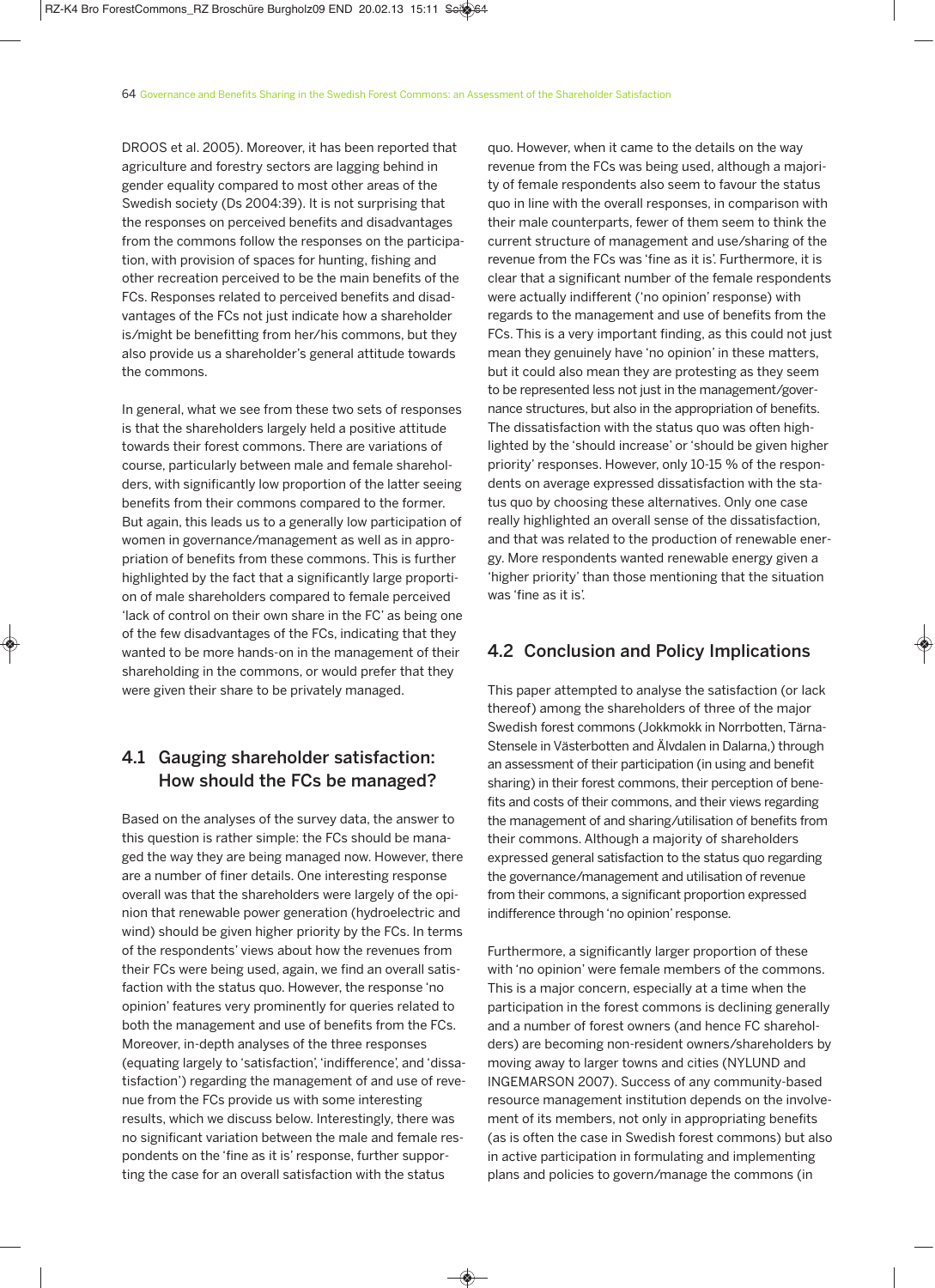DROOS et al. 2005). Moreover, it has been reported that agriculture and forestry sectors are lagging behind in gender equality compared to most other areas of the Swedish society (Ds 2004:39). It is not surprising that the responses on perceived benefits and disadvantages from the commons follow the responses on the participation, with provision of spaces for hunting, fishing and other recreation perceived to be the main benefits of the FCs. Responses related to perceived benefits and disadvantages of the FCs not just indicate how a shareholder is/might be benefitting from her/his commons, but they also provide us a shareholder's general attitude towards the commons.

In general, what we see from these two sets of responses is that the shareholders largely held a positive attitude towards their forest commons. There are variations of course, particularly between male and female shareholders, with significantly low proportion of the latter seeing benefits from their commons compared to the former. But again, this leads us to a generally low participation of women in governance/management as well as in appropriation of benefits from these commons. This is further highlighted by the fact that a significantly large proportion of male shareholders compared to female perceived 'lack of control on their own share in the FC' as being one of the few disadvantages of the FCs, indicating that they wanted to be more hands-on in the management of their shareholding in the commons, or would prefer that they were given their share to be privately managed.

## 4.1 Gauging shareholder satisfaction: How should the FCs be managed?

Based on the analyses of the survey data, the answer to this question is rather simple: the FCs should be managed the way they are being managed now. However, there are a number of finer details. One interesting response overall was that the shareholders were largely of the opinion that renewable power generation (hydroelectric and wind) should be given higher priority by the FCs. In terms of the respondents' views about how the revenues from their FCs were being used, again, we find an overall satisfaction with the status quo. However, the response 'no opinion' features very prominently for queries related to both the management and use of benefits from the FCs. Moreover, in-depth analyses of the three responses (equating largely to 'satisfaction', 'indifference', and 'dissatisfaction') regarding the management of and use of revenue from the FCs provide us with some interesting results, which we discuss below. Interestingly, there was no significant variation between the male and female respondents on the 'fine as it is' response, further supporting the case for an overall satisfaction with the status quo. However, when it came to the details on the way revenue from the FCs was being used, although a majority of female respondents also seem to favour the status quo in line with the overall responses, in comparison with their male counterparts, fewer of them seem to think the current structure of management and use/sharing of the revenue from the FCs was 'fine as it is'. Furthermore, it is clear that a significant number of the female respondents were actually indifferent ('no opinion' response) with regards to the management and use of benefits from the FCs. This is a very important finding, as this could not just mean they genuinely have 'no opinion' in these matters, but it could also mean they are protesting as they seem to be represented less not just in the management/governance structures, but also in the appropriation of benefits. The dissatisfaction with the status quo was often highlighted by the 'should increase' or 'should be given higher priority' responses. However, only 10-15 % of the respondents on average expressed dissatisfaction with the status quo by choosing these alternatives. Only one case really highlighted an overall sense of the dissatisfaction, and that was related to the production of renewable energy. More respondents wanted renewable energy given a 'higher priority' than those mentioning that the situation was 'fine as it is'.

## 4.2 Conclusion and Policy Implications

This paper attempted to analyse the satisfaction (or lack thereof) among the shareholders of three of the major Swedish forest commons (Jokkmokk in Norrbotten, Tärna-Stensele in Västerbotten and Älvdalen in Dalarna,) through an assessment of their participation (in using and benefit sharing) in their forest commons, their perception of benefits and costs of their commons, and their views regarding the management of and sharing/utilisation of benefits from their commons. Although a majority of shareholders expressed general satisfaction to the status quo regarding the governance/management and utilisation of revenue from their commons, a significant proportion expressed indifference through 'no opinion' response.

Furthermore, a significantly larger proportion of these with 'no opinion' were female members of the commons. This is a major concern, especially at a time when the participation in the forest commons is declining generally and a number of forest owners (and hence FC shareholders) are becoming non-resident owners/shareholders by moving away to larger towns and cities (NYLUND and INGEMARSON 2007). Success of any community-based resource management institution depends on the involvement of its members, not only in appropriating benefits (as is often the case in Swedish forest commons) but also in active participation in formulating and implementing plans and policies to govern/manage the commons (in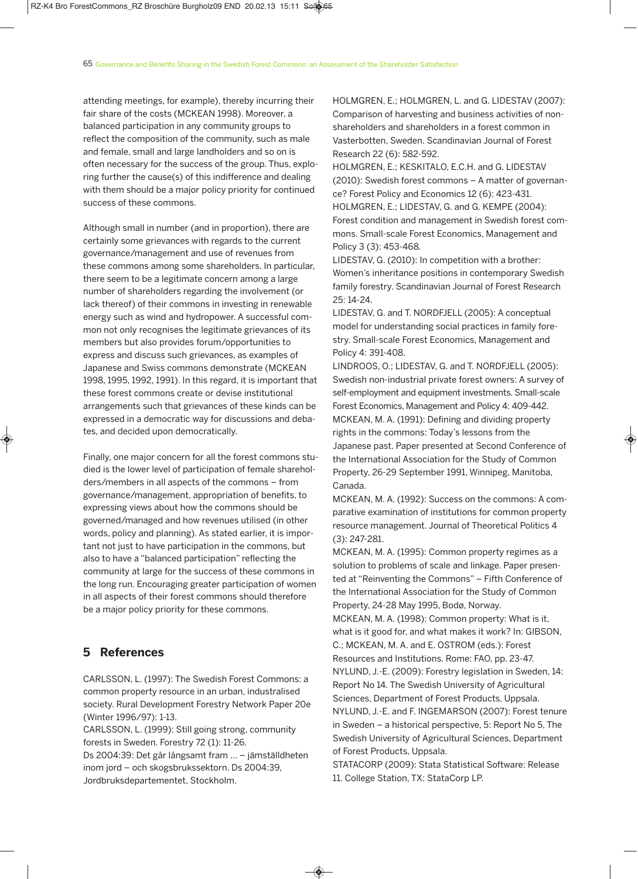attending meetings, for example), thereby incurring their fair share of the costs (MCKEAN 1998). Moreover, a balanced participation in any community groups to reflect the composition of the community, such as male and female, small and large landholders and so on is often necessary for the success of the group. Thus, exploring further the cause(s) of this indifference and dealing with them should be a major policy priority for continued success of these commons.

Although small in number (and in proportion), there are certainly some grievances with regards to the current governance/management and use of revenues from these commons among some shareholders. In particular, there seem to be a legitimate concern among a large number of shareholders regarding the involvement (or lack thereof) of their commons in investing in renewable energy such as wind and hydropower. A successful common not only recognises the legitimate grievances of its members but also provides forum/opportunities to express and discuss such grievances, as examples of Japanese and Swiss commons demonstrate (MCKEAN 1998, 1995, 1992, 1991). In this regard, it is important that these forest commons create or devise institutional arrangements such that grievances of these kinds can be expressed in a democratic way for discussions and debates, and decided upon democratically.

Finally, one major concern for all the forest commons studied is the lower level of participation of female shareholders/members in all aspects of the commons – from governance/management, appropriation of benefits, to expressing views about how the commons should be governed/managed and how revenues utilised (in other words, policy and planning). As stated earlier, it is important not just to have participation in the commons, but also to have a "balanced participation" reflecting the community at large for the success of these commons in the long run. Encouraging greater participation of women in all aspects of their forest commons should therefore be a major policy priority for these commons.

## 5 References

CARLSSON, L. (1997): The Swedish Forest Commons: a common property resource in an urban, industrialised society. Rural Development Forestry Network Paper 20e (Winter 1996/97): 1-13.

CARLSSON, L. (1999): Still going strong, community forests in Sweden. Forestry 72 (1): 11-26.

Ds 2004:39: Det går långsamt fram … – jämställdheten inom jord – och skogsbrukssektorn. Ds 2004:39, Jordbruksdepartementet, Stockholm.

HOLMGREN, E.; HOLMGREN, L. and G. LIDESTAV (2007): Comparison of harvesting and business activities of non-shareholders and shareholders in a forest common in Vasterbotten, Sweden. Scandinavian Journal of Forest Research 22 (6): 582-592.

HOLMGREN, E.; KESKITALO, E.C.H. and G. LIDESTAV (2010): Swedish forest commons – A matter of governance? Forest Policy and Economics 12 (6): 423-431.

HOLMGREN, E.; LIDESTAV, G. and G. KEMPE (2004): Forest condition and management in Swedish forest commons. Small-scale Forest Economics, Management and Policy 3 (3): 453-468.

LIDESTAV, G. (2010): In competition with a brother: Women's inheritance positions in contemporary Swedish family forestry. Scandinavian Journal of Forest Research 25: 14-24.

LIDESTAV, G. and T. NORDFJELL (2005): A conceptual model for understanding social practices in family forestry. Small-scale Forest Economics, Management and Policy 4: 391-408.

LINDROOS, O.; LIDESTAV, G. and T. NORDFJELL (2005): Swedish non-industrial private forest owners: A survey of self-employment and equipment investments. Small-scale Forest Economics, Management and Policy 4: 409-442.

MCKEAN, M. A. (1991): Defining and dividing property rights in the commons: Today's lessons from the Japanese past. Paper presented at Second Conference of the International Association for the Study of Common Property, 26-29 September 1991, Winnipeg, Manitoba, Canada.

MCKEAN, M. A. (1992): Success on the commons: A comparative examination of institutions for common property resource management. Journal of Theoretical Politics 4 (3): 247-281.

MCKEAN, M. A. (1995): Common property regimes as a solution to problems of scale and linkage. Paper presented at "Reinventing the Commons" – Fifth Conference of the International Association for the Study of Common Property, 24-28 May 1995, Bodø, Norway.

MCKEAN, M. A. (1998): Common property: What is it, what is it good for, and what makes it work? In: GIBSON, C.; MCKEAN, M. A. and E. OSTROM (eds.): Forest Resources and Institutions. Rome: FAO, pp. 23-47.

NYLUND, J.-E. (2009): Forestry legislation in Sweden, 14: Report No 14. The Swedish University of Agricultural Sciences, Department of Forest Products, Uppsala.

NYLUND, J.-E. and F. INGEMARSON (2007): Forest tenure in Sweden – a historical perspective, 5: Report No 5, The Swedish University of Agricultural Sciences, Department of Forest Products, Uppsala.

STATACORP (2009): Stata Statistical Software: Release 11. College Station, TX: StataCorp LP.